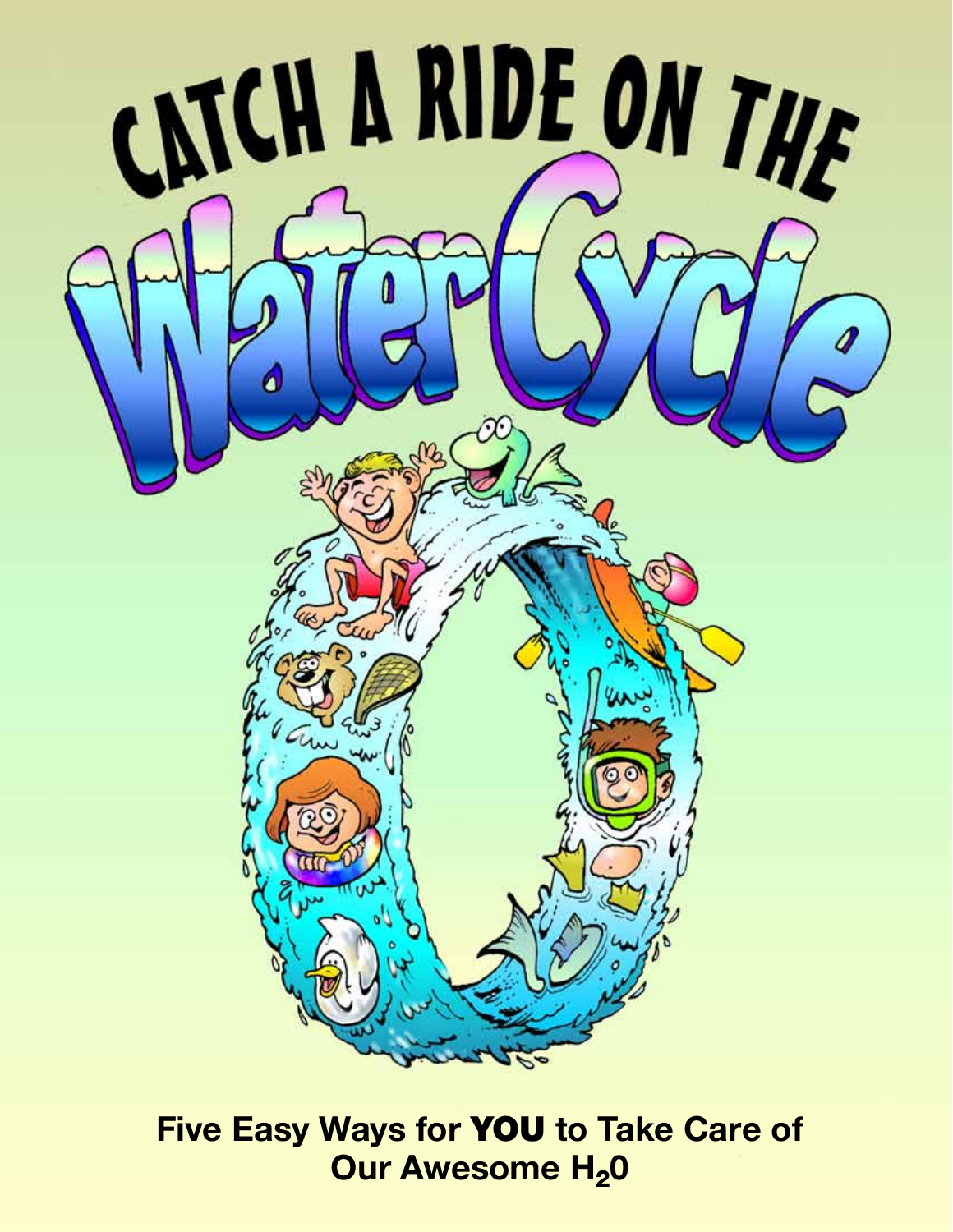# CATCH A RIDE ON THE Water Cycle

**Five Easy Ways for YOU to Take Care of Our Awesome $H_20$**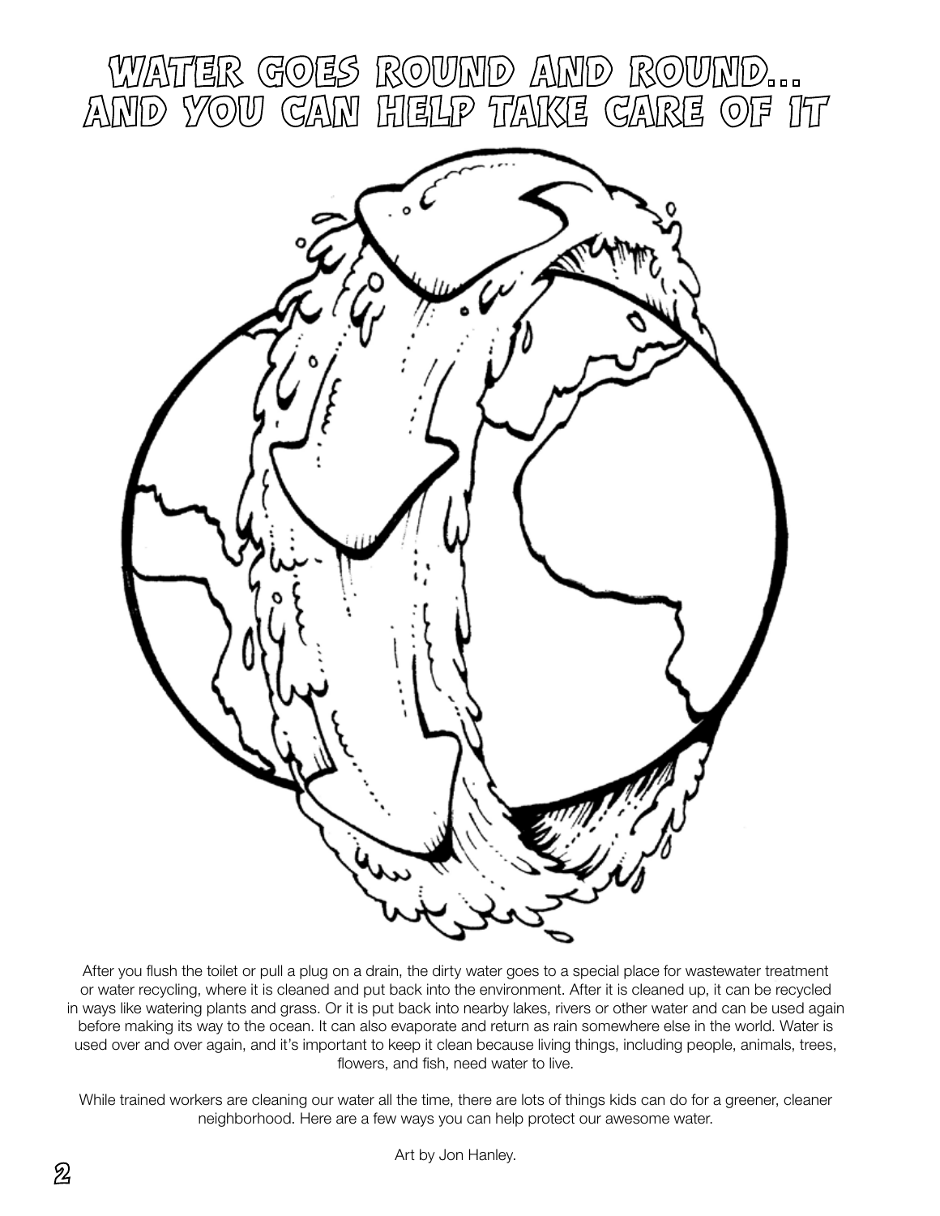# WATER GOES ROUND AND ROUND... AND YOU CAN HELP TAKE CARE OF IT

After you flush the toilet or pull a plug on a drain, the dirty water goes to a special place for wastewater treatment or water recycling, where it is cleaned and put back into the environment. After it is cleaned up, it can be recycled in ways like watering plants and grass. Or it is put back into nearby lakes, rivers or other water and can be used again before making its way to the ocean. It can also evaporate and return as rain somewhere else in the world. Water is used over and over again, and it's important to keep it clean because living things, including people, animals, trees, flowers, and fish, need water to live.

While trained workers are cleaning our water all the time, there are lots of things kids can do for a greener, cleaner neighborhood. Here are a few ways you can help protect our awesome water.

Art by Jon Hanley.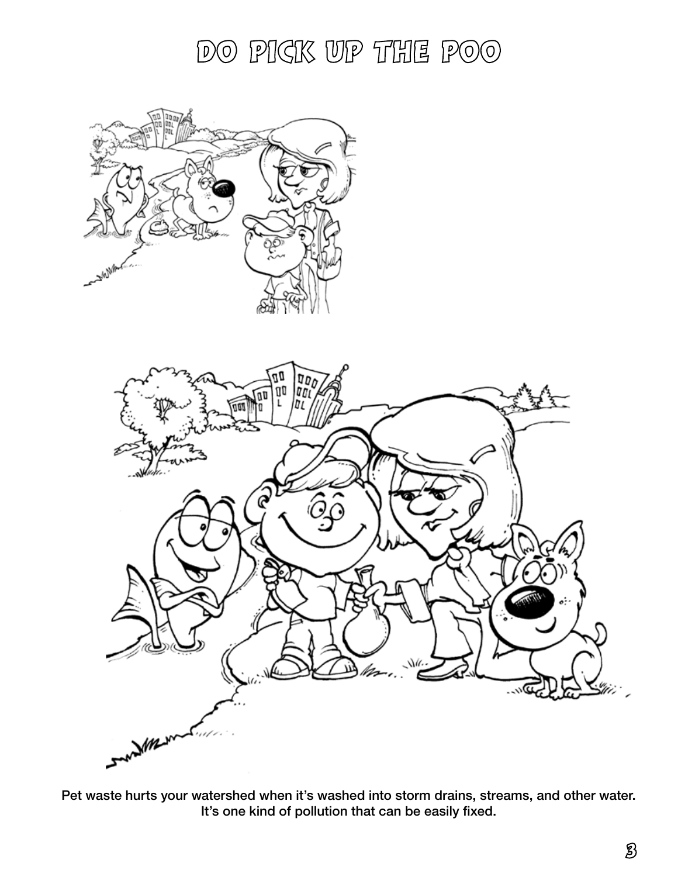# DO PICK UP THE POO

Pet waste hurts your watershed when it's washed into storm drains, streams, and other water. It's one kind of pollution that can be easily fixed.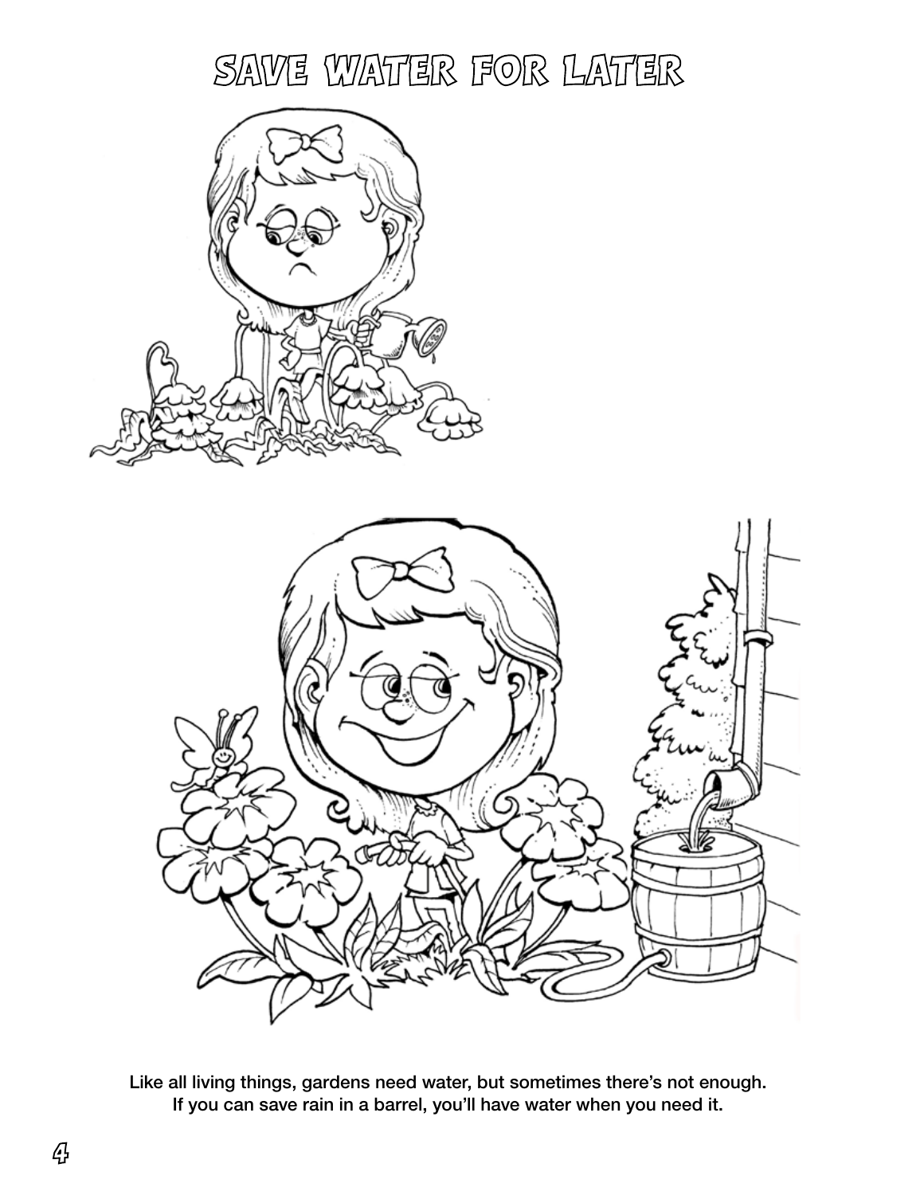# SAVE WATER FOR LATER

Like all living things, gardens need water, but sometimes there's not enough. If you can save rain in a barrel, you'll have water when you need it.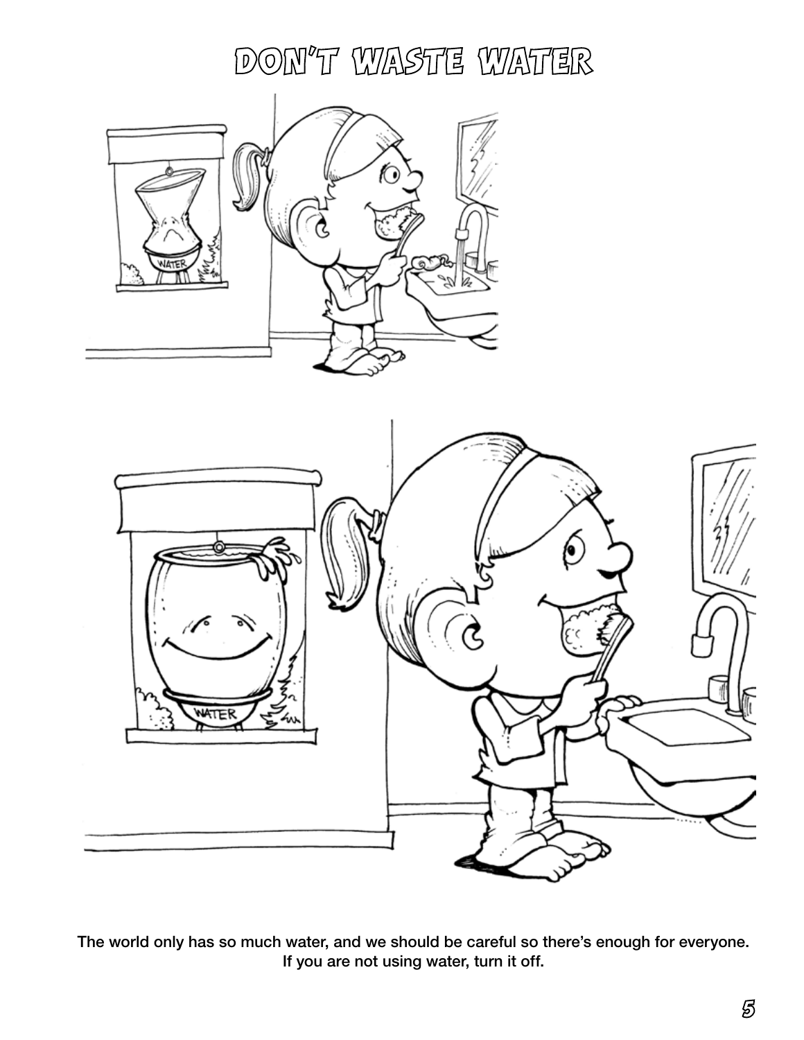# DON'T WASTE WATER

The world only has so much water, and we should be careful so there's enough for everyone. If you are not using water, turn it off.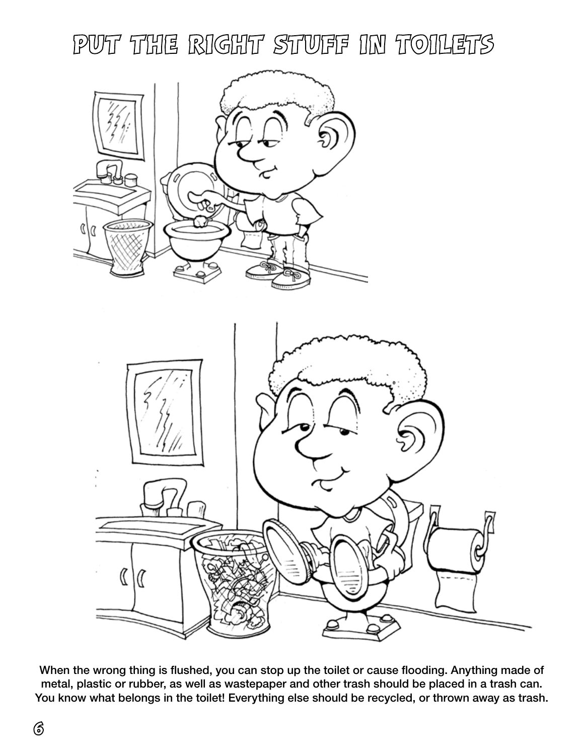# PUT THE RIGHT STUFF IN TOILETS

When the wrong thing is flushed, you can stop up the toilet or cause flooding. Anything made of metal, plastic or rubber, as well as wastepaper and other trash should be placed in a trash can. You know what belongs in the toilet! Everything else should be recycled, or thrown away as trash.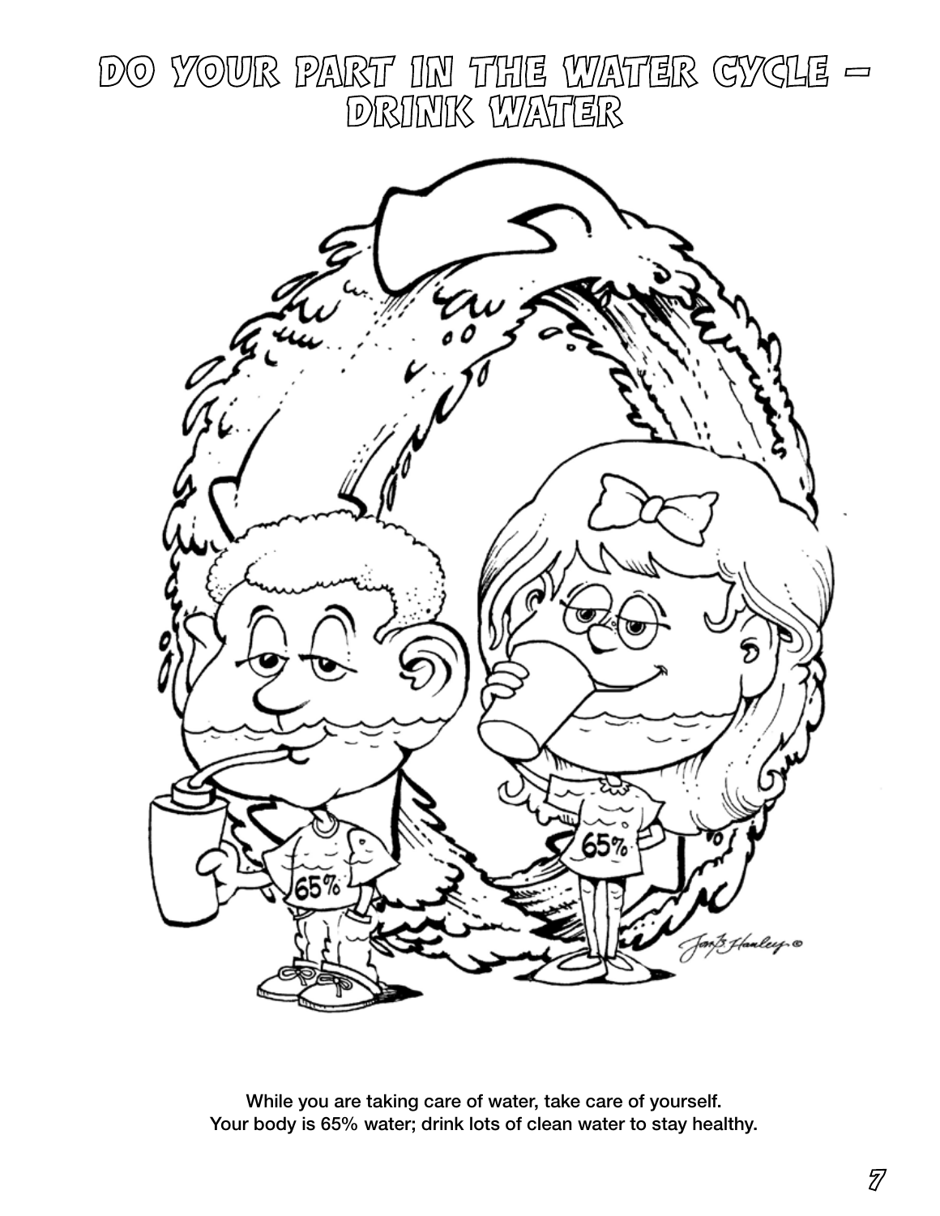# DO YOUR PART IN THE WATER CYCLE – DRINK WATER

While you are taking care of water, take care of yourself.
Your body is 65% water; drink lots of clean water to stay healthy.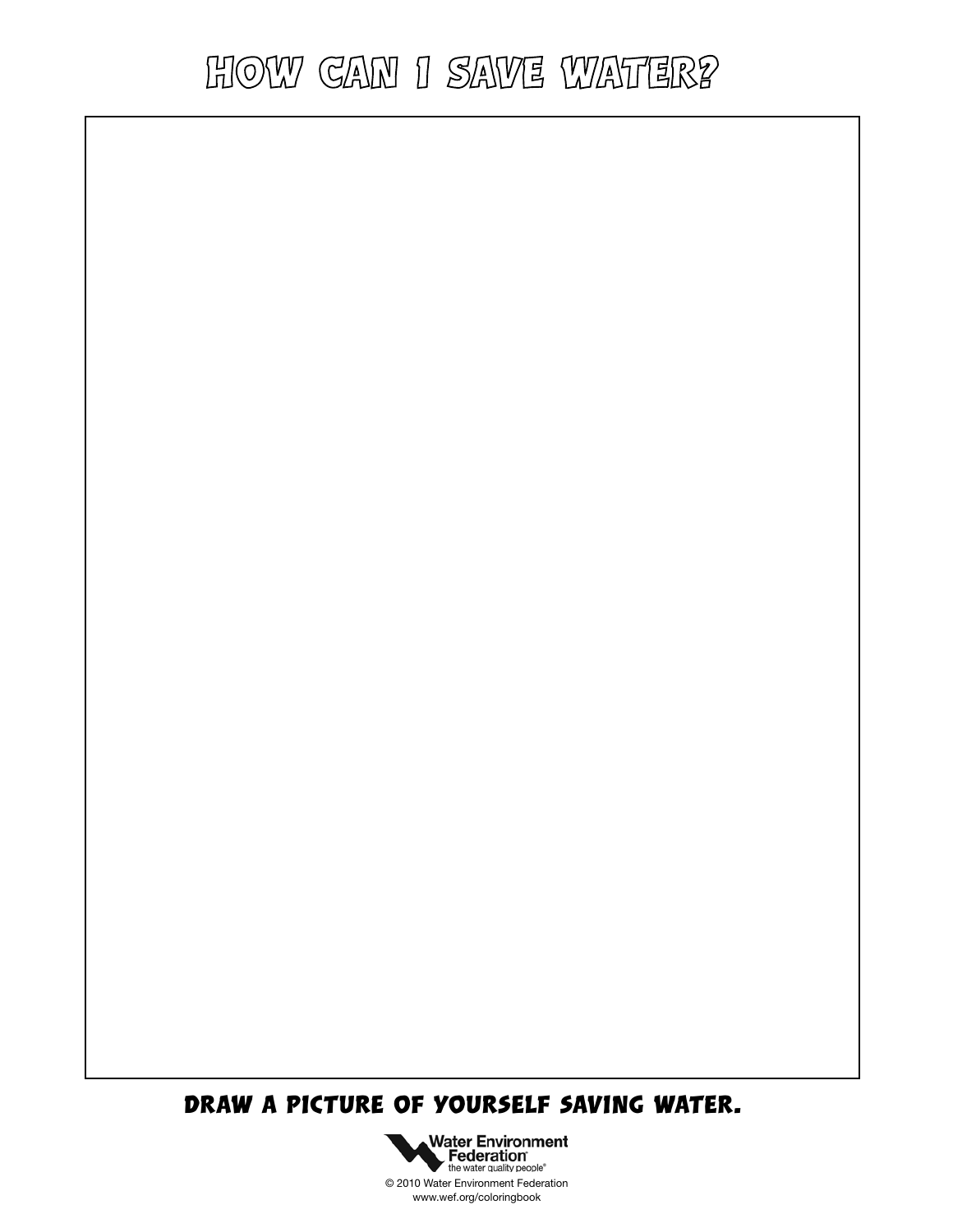# HOW CAN I SAVE WATER?

**DRAW A PICTURE OF YOURSELF SAVING WATER.**

Water Environment Federation
the water quality people®

© 2010 Water Environment Federation
www.wef.org/coloringbook